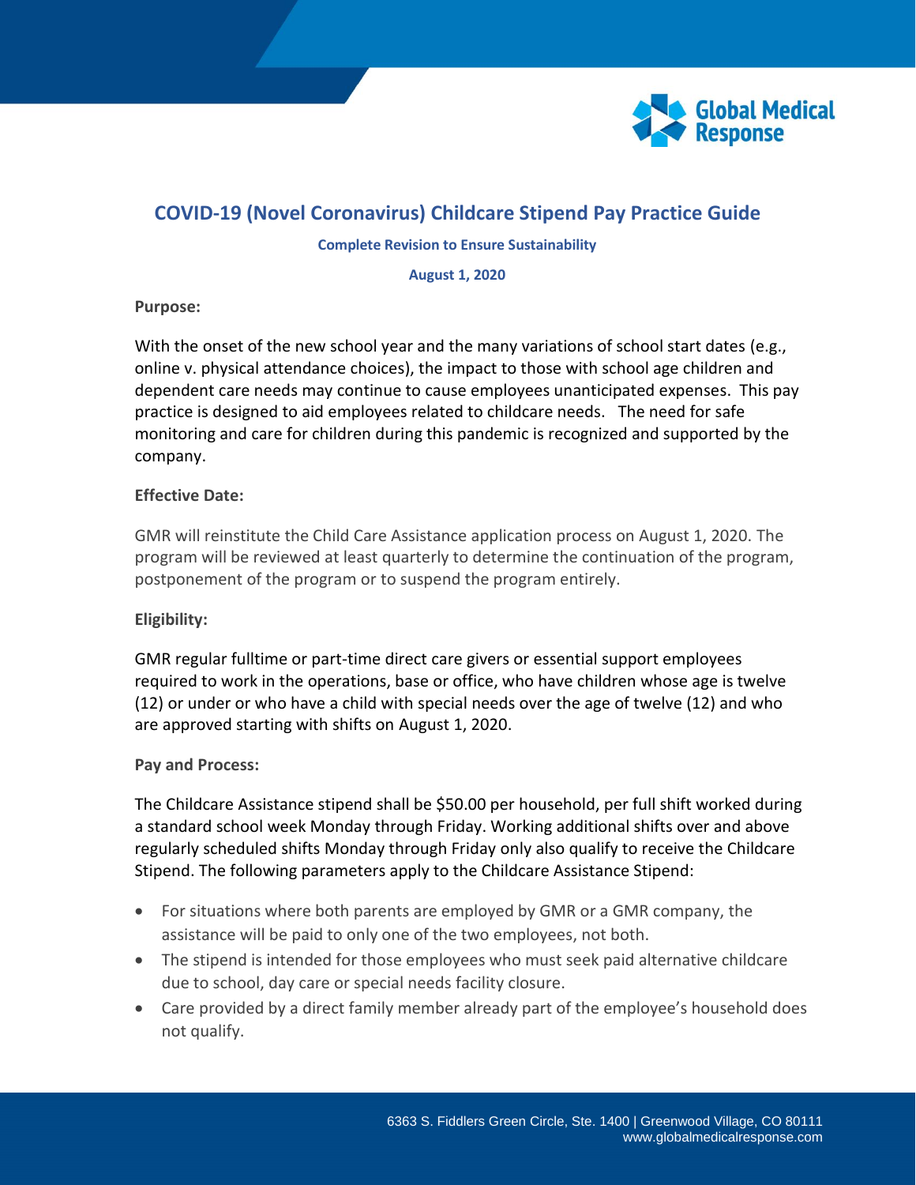# COVID-19 (Novel Coronavirus) Childcare Stipend Pay Practice Guide

**Complete Revision to Ensure Sustainability**

**August 1, 2020**

**Purpose:**

With the onset of the new school year and the many variations of school start dates (e.g., online v. physical attendance choices), the impact to those with school age children and dependent care needs may continue to cause employees unanticipated expenses. This pay practice is designed to aid employees related to childcare needs. The need for safe monitoring and care for children during this pandemic is recognized and supported by the company.

**Effective Date:**

GMR will reinstitute the Child Care Assistance application process on August 1, 2020. The program will be reviewed at least quarterly to determine the continuation of the program, postponement of the program or to suspend the program entirely.

**Eligibility:**

GMR regular fulltime or part-time direct care givers or essential support employees required to work in the operations, base or office, who have children whose age is twelve (12) or under or who have a child with special needs over the age of twelve (12) and who are approved starting with shifts on August 1, 2020.

**Pay and Process:**

The Childcare Assistance stipend shall be $50.00 per household, per full shift worked during a standard school week Monday through Friday. Working additional shifts over and above regularly scheduled shifts Monday through Friday only also qualify to receive the Childcare Stipend. The following parameters apply to the Childcare Assistance Stipend:

- For situations where both parents are employed by GMR or a GMR company, the assistance will be paid to only one of the two employees, not both.
- The stipend is intended for those employees who must seek paid alternative childcare due to school, day care or special needs facility closure.
- Care provided by a direct family member already part of the employee's household does not qualify.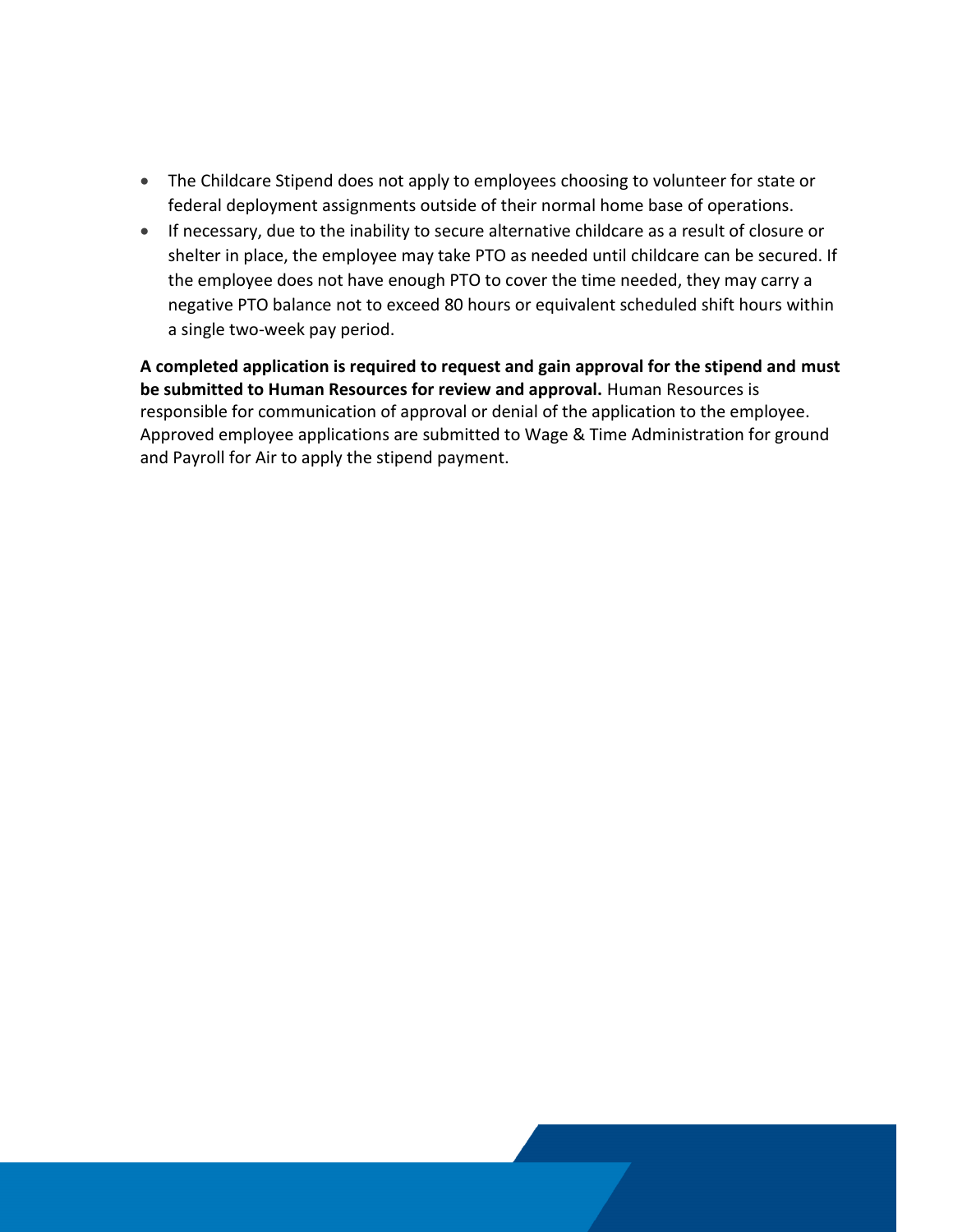- The Childcare Stipend does not apply to employees choosing to volunteer for state or federal deployment assignments outside of their normal home base of operations.
- If necessary, due to the inability to secure alternative childcare as a result of closure or shelter in place, the employee may take PTO as needed until childcare can be secured. If the employee does not have enough PTO to cover the time needed, they may carry a negative PTO balance not to exceed 80 hours or equivalent scheduled shift hours within a single two-week pay period.

**A completed application is required to request and gain approval for the stipend and must be submitted to Human Resources for review and approval.** Human Resources is responsible for communication of approval or denial of the application to the employee. Approved employee applications are submitted to Wage & Time Administration for ground and Payroll for Air to apply the stipend payment.